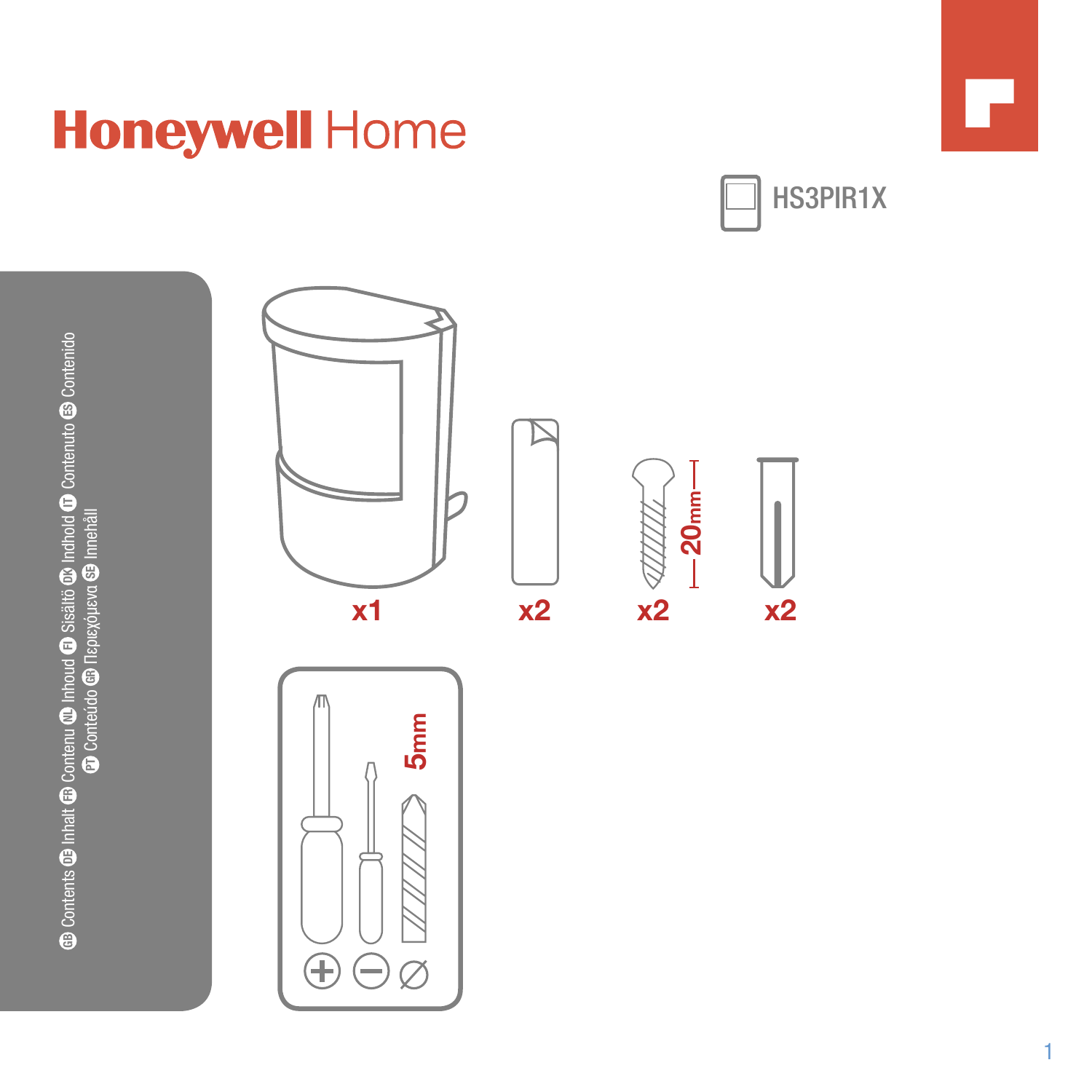# Honeywell Home

HS3PIR1X

GB Contents DE Inhalt FR Contenu NL Inhoud FI Sisältö DK Indhold IT Contenuto ES Contenido PT Conteúdo GR Περιεχόμενα SE Innehåll

x1

x2

x2 20mm

x2

5mm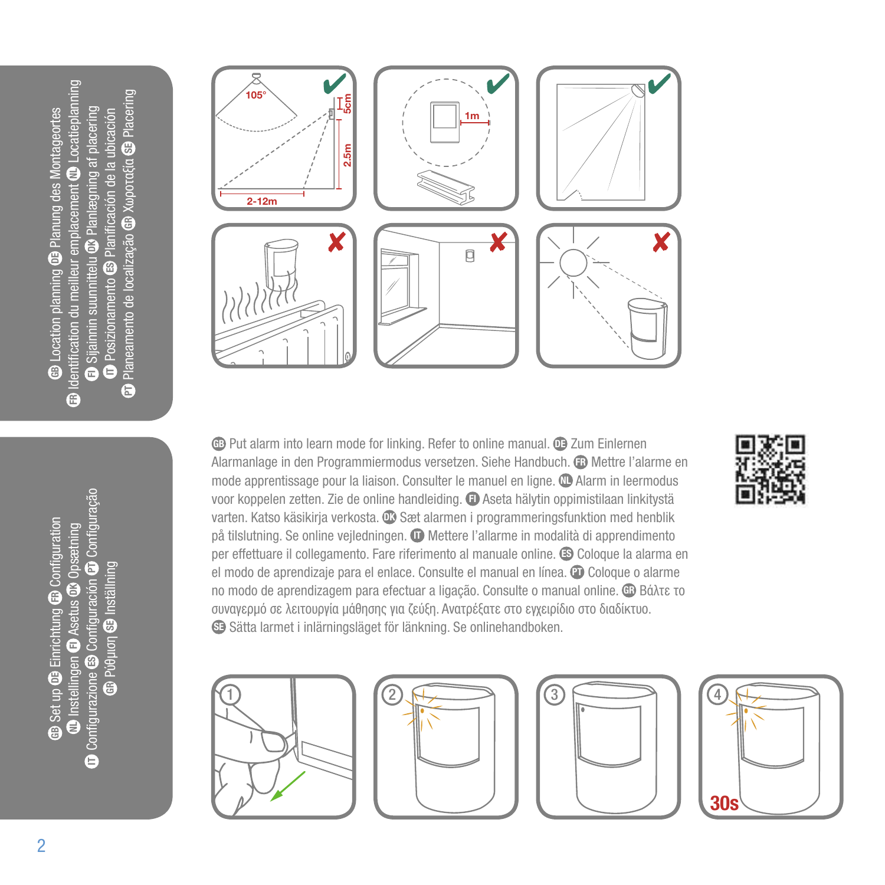## GB Location planning DE Planung des Montageortes FR Identification du meilleur emplacement NL Locatieplanning FI Sijainnin suunnittelu DK Planlægning af placering IT Posizionamento ES Planificación de la ubicación PT Planeamento de localização GR Χωροταξία SE Placering

105°

5cm

2.5m

2-12m

1m

## GB Set up DE Einrichtung FR Configuration NL Instellingen FI Asetus DK Opsætning IT Configurazione ES Configuración PT Configuração GR Ρύθμιση SE Inställning

GB Put alarm into learn mode for linking. Refer to online manual. DE Zum Einlernen Alarmanlage in den Programmiermodus versetzen. Siehe Handbuch. FR Mettre l'alarme en mode apprentissage pour la liaison. Consulter le manuel en ligne. NL Alarm in leermodus voor koppelen zetten. Zie de online handleiding. FI Aseta hälytin oppimistilaan linkitystä varten. Katso käsikirja verkosta. DK Sæt alarmen i programmeringsfunktion med henblik på tilslutning. Se online vejledningen. IT Mettere l'allarme in modalità di apprendimento per effettuare il collegamento. Fare riferimento al manuale online. ES Coloque la alarma en el modo de aprendizaje para el enlace. Consulte el manual en línea. PT Coloque o alarme no modo de aprendizagem para efectuar a ligação. Consulte o manual online. GR Βάλτε το συναγερμό σε λειτουργία μάθησης για ζεύξη. Ανατρέξατε στο εγχειρίδιο στο διαδίκτυο. SE Sätta larmet i inlärningsläget för länkning. Se onlinehandboken.

1 2 3 4

30s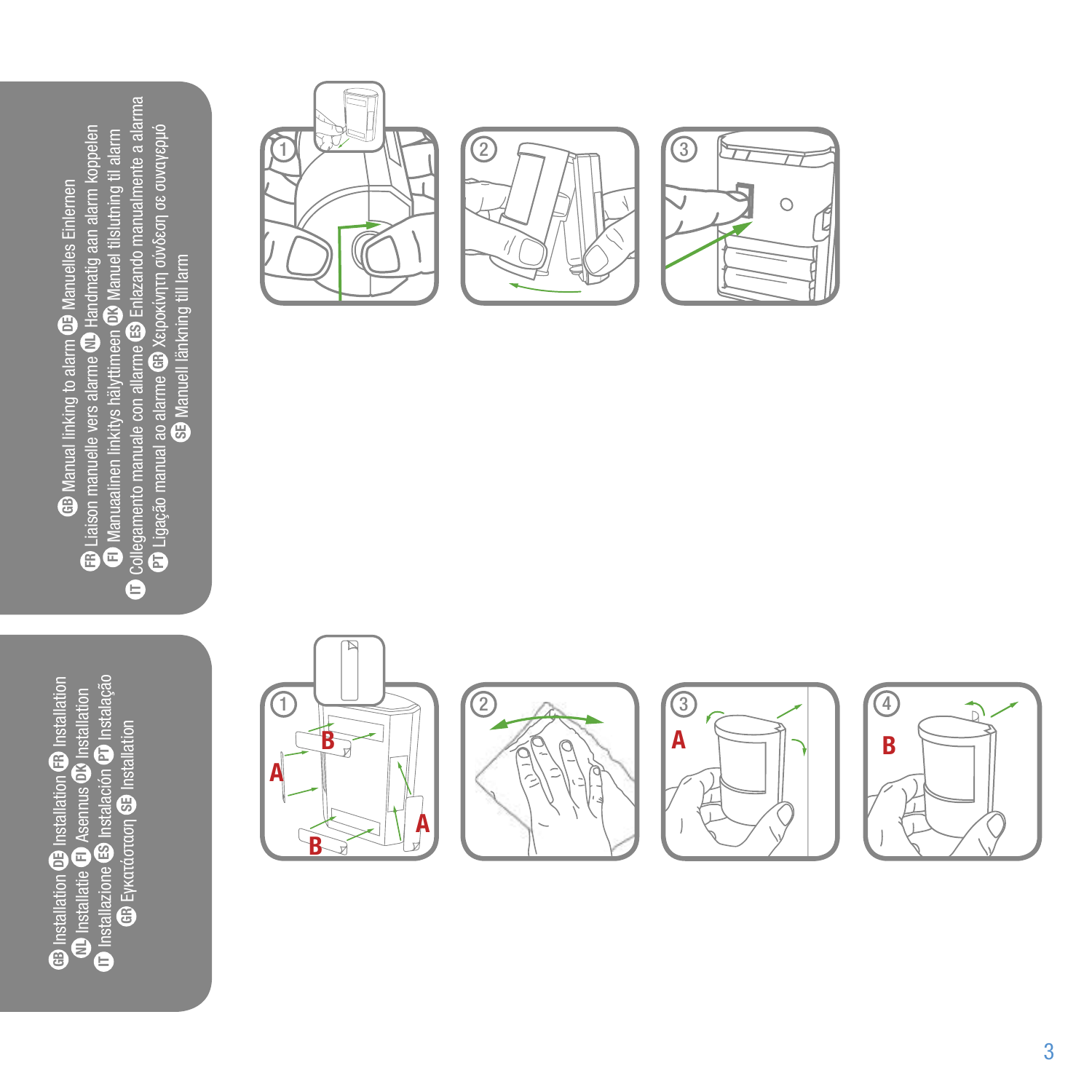GB Manual linking to alarm DE Manuelles Einlernen
FR Liaison manuelle vers alarme NL Handmatig aan alarm koppelen
FI Manuaalinen linkitys hälyttimeen DK Manuel tilslutning til alarm
IT Collegamento manuale con allarme ES Enlazando manualmente a alarma
PT Ligação manual ao alarme GR Χειροκίνητη σύνδεση σε συναγερμό
SE Manuell länkning till larm

1 2 3

GB Installation DE Installation FR Installation
NL Installatie FI Asennus DK Installation
IT Installazione ES Instalación PT Instalação
GR Εγκατάσταση SE Installation

1 2 3 4

A B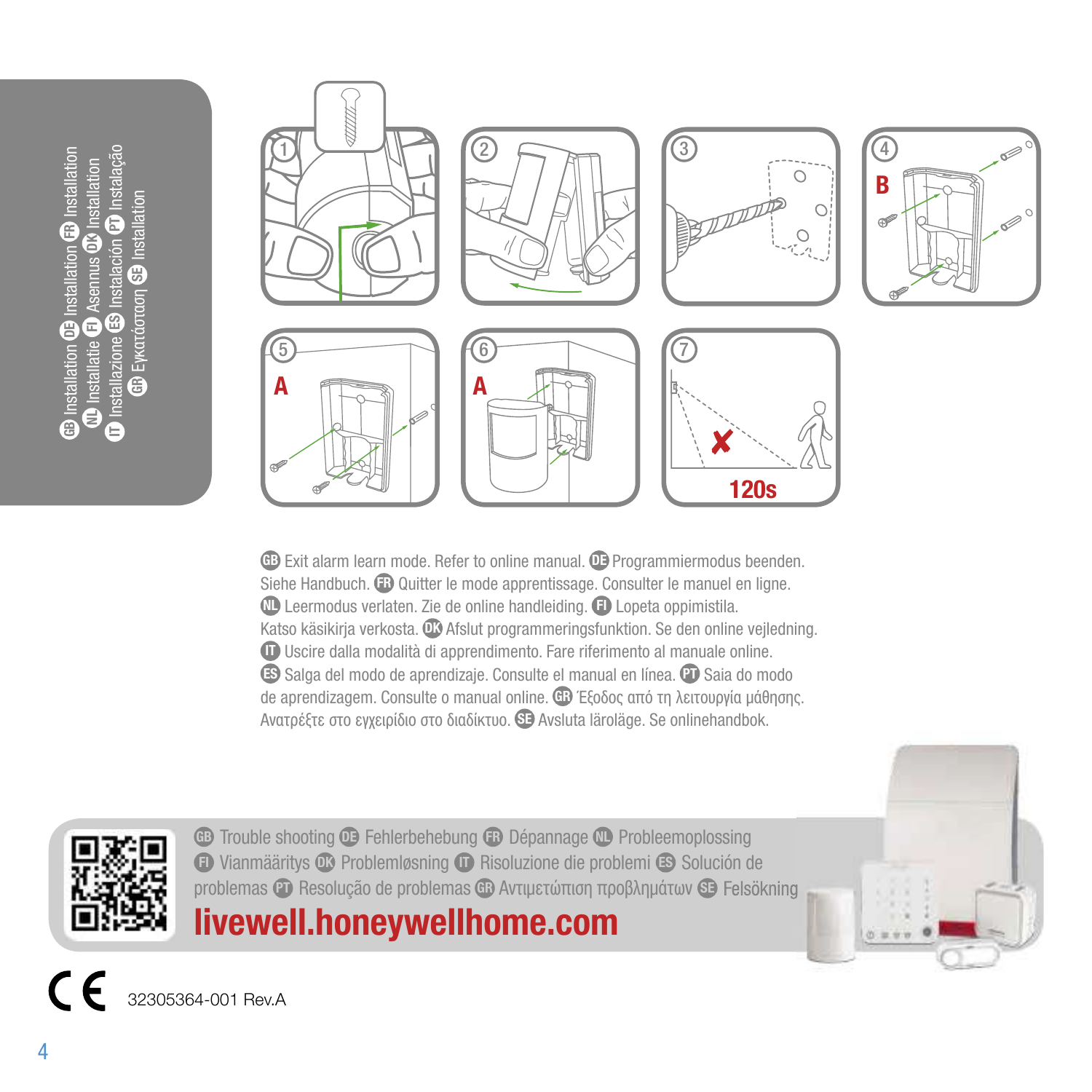GB Installation DE Installation FR Installation NL Installatie FI Asennus DK Installation IT Installazione ES Instalación PT Instalação GR Εγκατάσταση SE Installation

1

2

3

4 B

5 A

6 A

7

120s

GB Exit alarm learn mode. Refer to online manual. DE Programmiermodus beenden. Siehe Handbuch. FR Quitter le mode apprentissage. Consulter le manuel en ligne. NL Leermodus verlaten. Zie de online handleiding. FI Lopeta oppimistila. Katso käsikirja verkosta. DK Afslut programmeringsfunktion. Se den online vejledning. IT Uscire dalla modalità di apprendimento. Fare riferimento al manuale online. ES Salga del modo de aprendizaje. Consulte el manual en línea. PT Saia do modo de aprendizagem. Consulte o manual online. GR Έξοδος από τη λειτουργία μάθησης. Ανατρέξτε στο εγχειρίδιο στο διαδίκτυο. SE Avsluta läroläge. Se onlinehandbok.

GB Trouble shooting DE Fehlerbehebung FR Dépannage NL Probleemoplossing FI Vianmääritys DK Problemløsning IT Risoluzione die problemi ES Solución de problemas PT Resolução de problemas GR Αντιμετώπιση προβλημάτων SE Felsökning

**livewell.honeywellhome.com**

CE 32305364-001 Rev.A